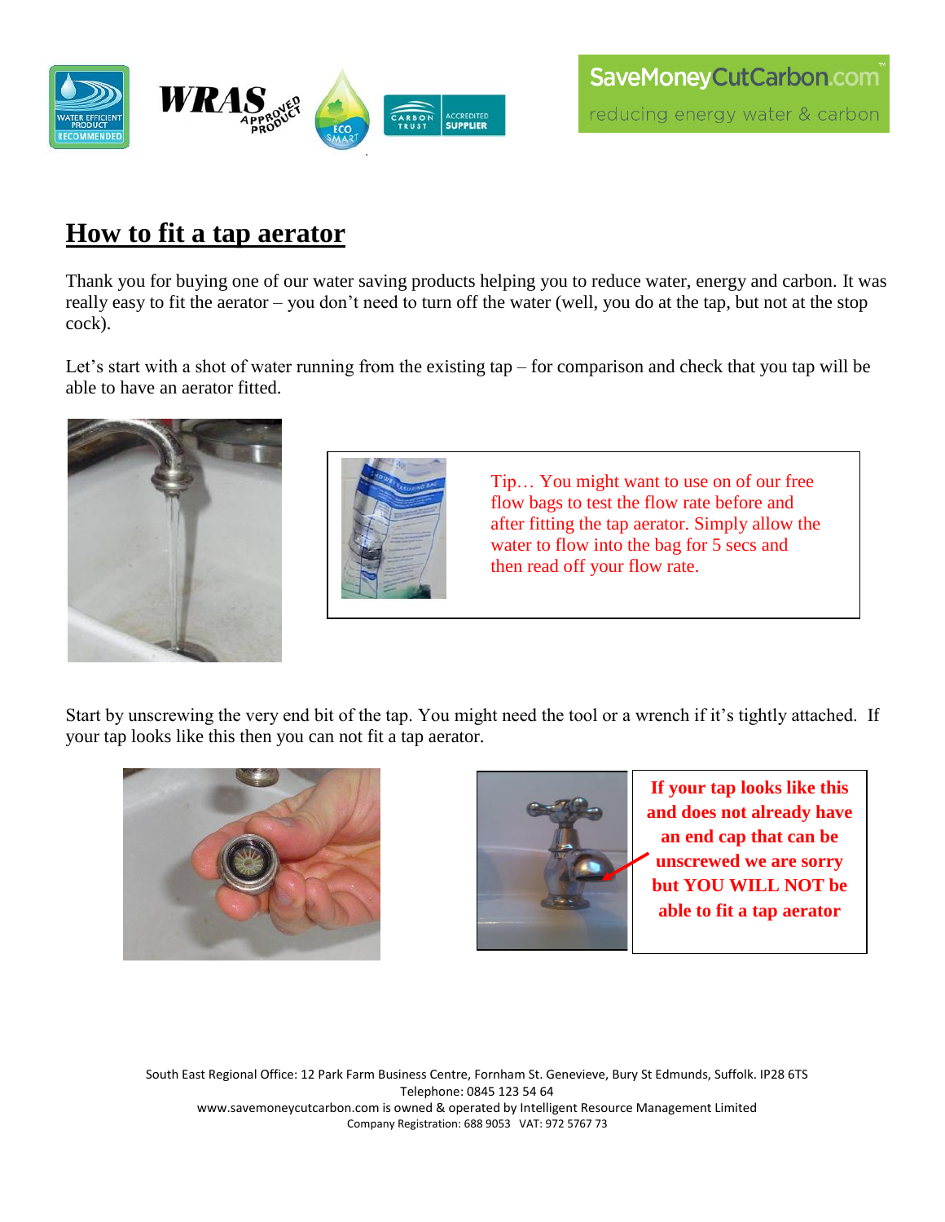SaveMoneyCutCarbon.com

reducing energy water & carbon

# How to fit a tap aerator

Thank you for buying one of our water saving products helping you to reduce water, energy and carbon. It was really easy to fit the aerator – you don't need to turn off the water (well, you do at the tap, but not at the stop cock).

Let's start with a shot of water running from the existing tap – for comparison and check that you tap will be able to have an aerator fitted.

Tip… You might want to use on of our free flow bags to test the flow rate before and after fitting the tap aerator. Simply allow the water to flow into the bag for 5 secs and then read off your flow rate.

Start by unscrewing the very end bit of the tap. You might need the tool or a wrench if it's tightly attached. If your tap looks like this then you can not fit a tap aerator.

**If your tap looks like this and does not already have an end cap that can be unscrewed we are sorry but YOU WILL NOT be able to fit a tap aerator**

South East Regional Office: 12 Park Farm Business Centre, Fornham St. Genevieve, Bury St Edmunds, Suffolk. IP28 6TS
Telephone: 0845 123 54 64
www.savemoneycutcarbon.com is owned & operated by Intelligent Resource Management Limited
Company Registration: 688 9053 VAT: 972 5767 73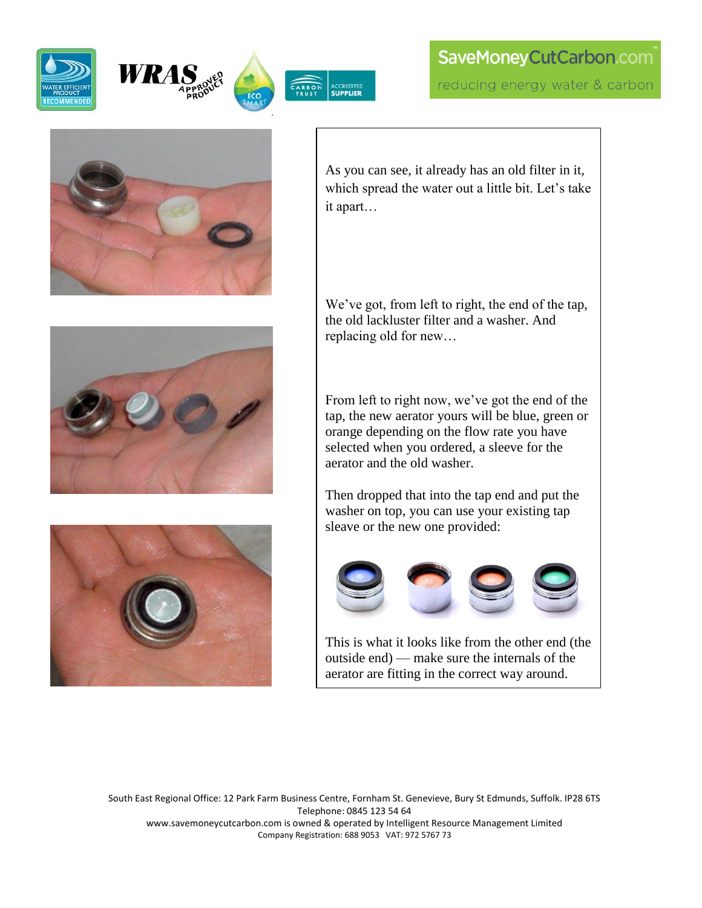As you can see, it already has an old filter in it, which spread the water out a little bit. Let's take it apart…

We've got, from left to right, the end of the tap, the old lackluster filter and a washer. And replacing old for new…

From left to right now, we've got the end of the tap, the new aerator yours will be blue, green or orange depending on the flow rate you have selected when you ordered, a sleeve for the aerator and the old washer.

Then dropped that into the tap end and put the washer on top, you can use your existing tap sleave or the new one provided:

This is what it looks like from the other end (the outside end) — make sure the internals of the aerator are fitting in the correct way around.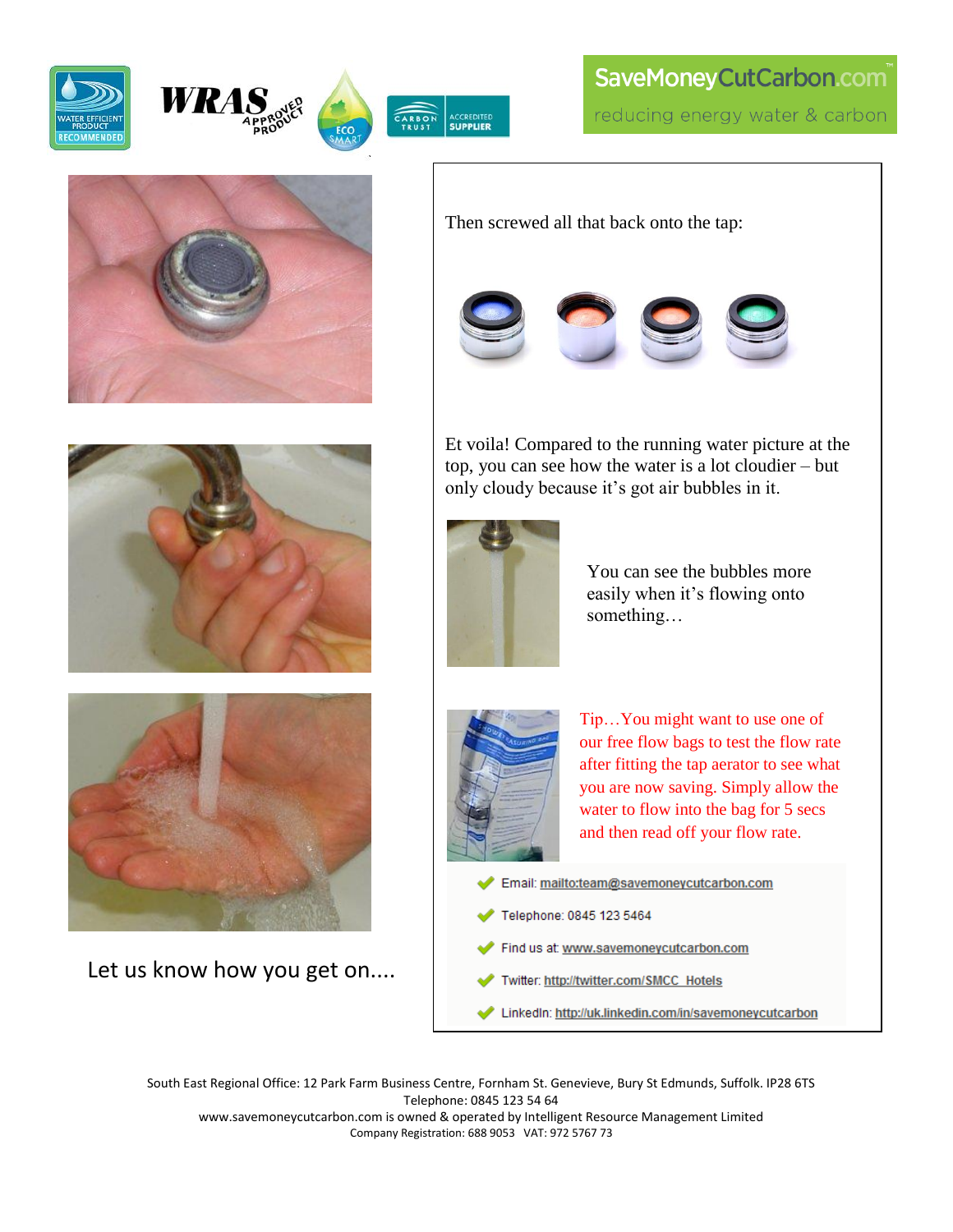SaveMoneyCutCarbon.com

reducing energy water & carbon

Then screwed all that back onto the tap:

Et voila! Compared to the running water picture at the top, you can see how the water is a lot cloudier – but only cloudy because it's got air bubbles in it.

You can see the bubbles more easily when it's flowing onto something…

Tip…You might want to use one of our free flow bags to test the flow rate after fitting the tap aerator to see what you are now saving. Simply allow the water to flow into the bag for 5 secs and then read off your flow rate.

- Email: mailto:team@savemoneycutcarbon.com
- Telephone: 0845 123 5464
- Find us at: www.savemoneycutcarbon.com
- Twitter: http://twitter.com/SMCC_Hotels
- LinkedIn: http://uk.linkedin.com/in/savemoneycutcarbon

Let us know how you get on....

South East Regional Office: 12 Park Farm Business Centre, Fornham St. Genevieve, Bury St Edmunds, Suffolk. IP28 6TS
Telephone: 0845 123 54 64
www.savemoneycutcarbon.com is owned & operated by Intelligent Resource Management Limited
Company Registration: 688 9053 VAT: 972 5767 73